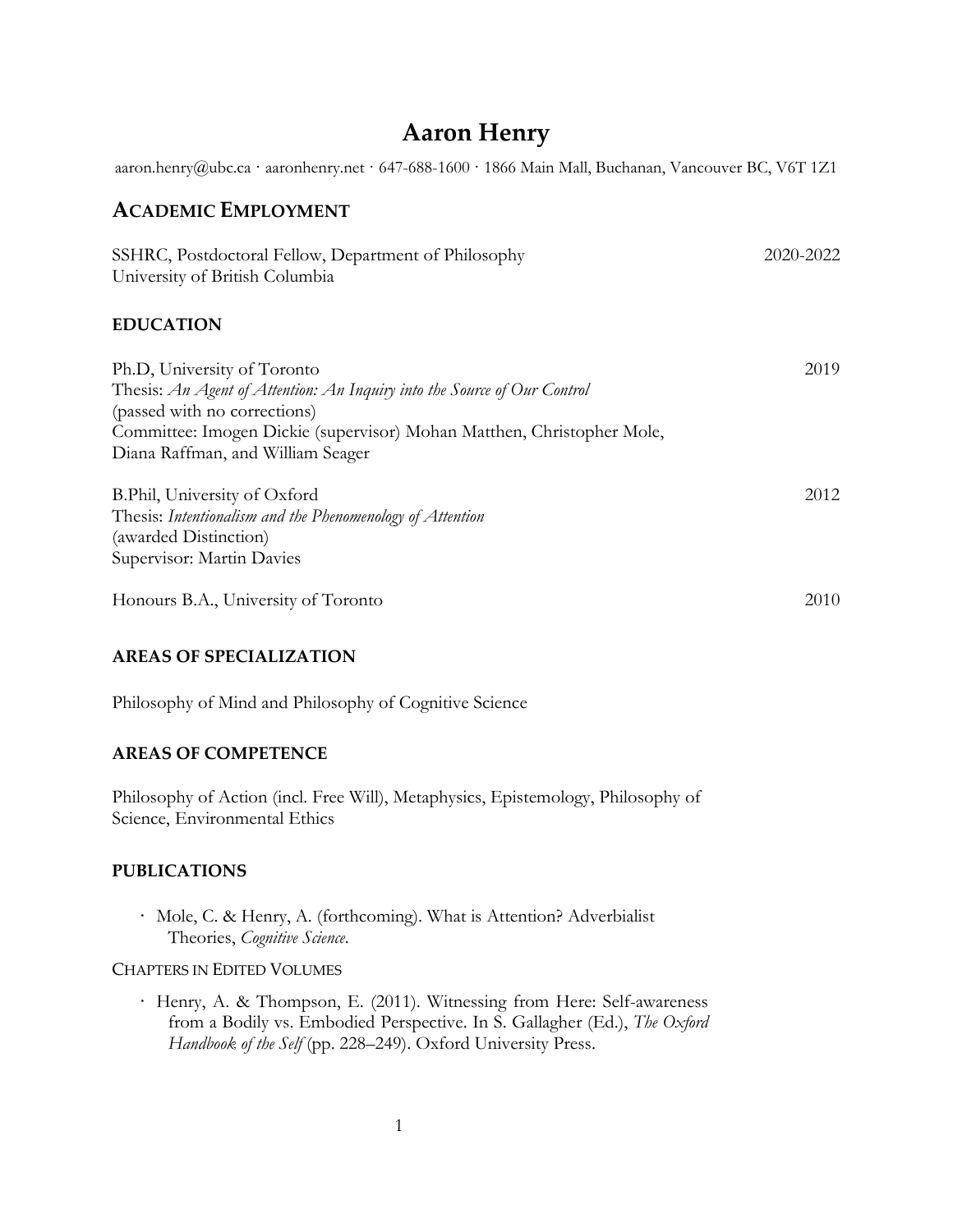# Aaron Henry

aaron.henry@ubc.ca · aaronhenry.net · 647-688-1600 · 1866 Main Mall, Buchanan, Vancouver BC, V6T 1Z1

## ACADEMIC EMPLOYMENT

SSHRC, Postdoctoral Fellow, Department of Philosophy — 2020-2022
University of British Columbia

### EDUCATION

Ph.D, University of Toronto — 2019
Thesis: *An Agent of Attention: An Inquiry into the Source of Our Control*
(passed with no corrections)
Committee: Imogen Dickie (supervisor) Mohan Matthen, Christopher Mole, Diana Raffman, and William Seager

B.Phil, University of Oxford — 2012
Thesis: *Intentionalism and the Phenomenology of Attention*
(awarded Distinction)
Supervisor: Martin Davies

Honours B.A., University of Toronto — 2010

### AREAS OF SPECIALIZATION

Philosophy of Mind and Philosophy of Cognitive Science

### AREAS OF COMPETENCE

Philosophy of Action (incl. Free Will), Metaphysics, Epistemology, Philosophy of Science, Environmental Ethics

### PUBLICATIONS

- Mole, C. & Henry, A. (forthcoming). What is Attention? Adverbialist Theories, *Cognitive Science*.

CHAPTERS IN EDITED VOLUMES

- Henry, A. & Thompson, E. (2011). Witnessing from Here: Self-awareness from a Bodily vs. Embodied Perspective. In S. Gallagher (Ed.), *The Oxford Handbook of the Self* (pp. 228–249). Oxford University Press.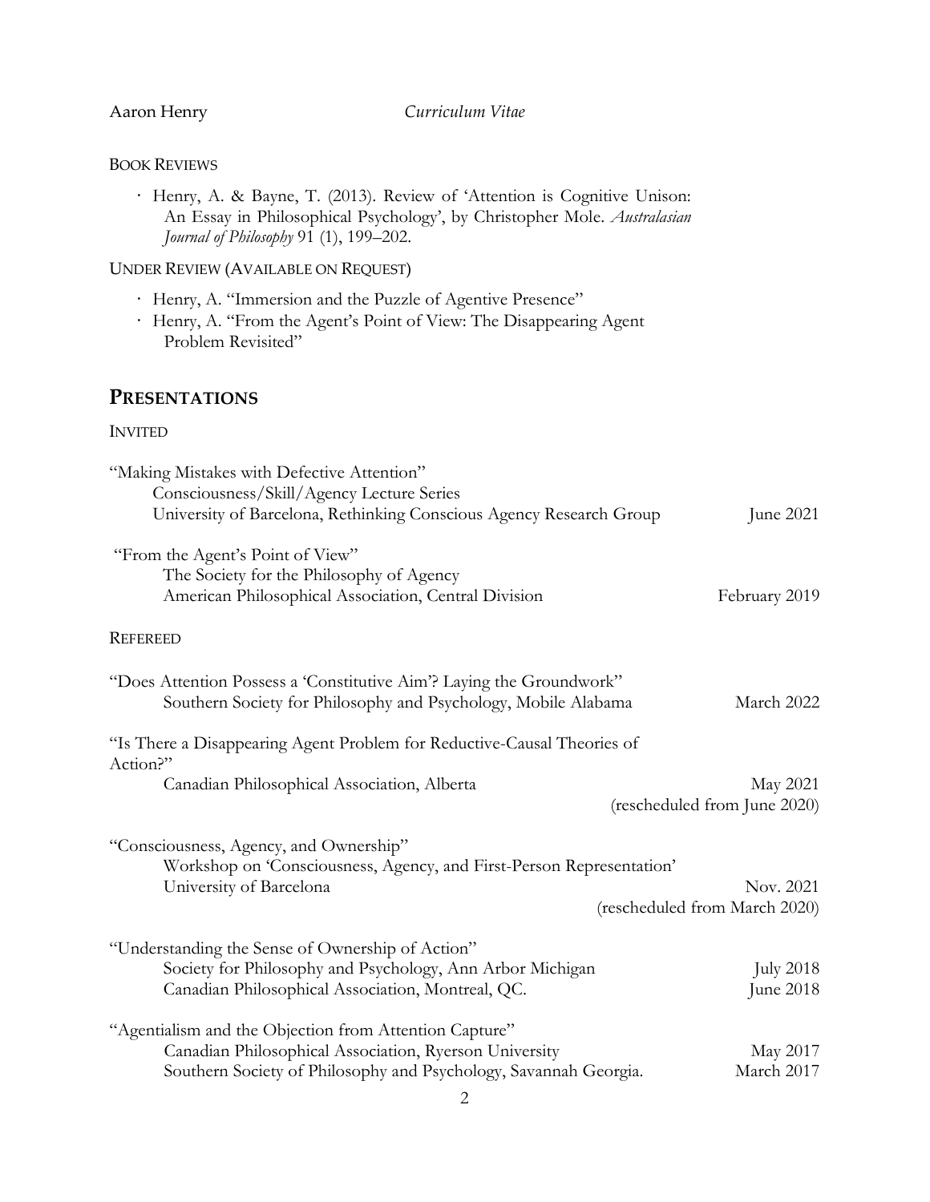### BOOK REVIEWS

- Henry, A. & Bayne, T. (2013). Review of 'Attention is Cognitive Unison: An Essay in Philosophical Psychology', by Christopher Mole. *Australasian Journal of Philosophy* 91 (1), 199–202.

### UNDER REVIEW (AVAILABLE ON REQUEST)

- Henry, A. "Immersion and the Puzzle of Agentive Presence"
- Henry, A. "From the Agent's Point of View: The Disappearing Agent Problem Revisited"

## PRESENTATIONS

### INVITED

"Making Mistakes with Defective Attention"
Consciousness/Skill/Agency Lecture Series
University of Barcelona, Rethinking Conscious Agency Research Group — June 2021

"From the Agent's Point of View"
The Society for the Philosophy of Agency
American Philosophical Association, Central Division — February 2019

### REFEREED

"Does Attention Possess a 'Constitutive Aim'? Laying the Groundwork"
Southern Society for Philosophy and Psychology, Mobile Alabama — March 2022

"Is There a Disappearing Agent Problem for Reductive-Causal Theories of Action?"
Canadian Philosophical Association, Alberta — May 2021 (rescheduled from June 2020)

"Consciousness, Agency, and Ownership"
Workshop on 'Consciousness, Agency, and First-Person Representation'
University of Barcelona — Nov. 2021 (rescheduled from March 2020)

"Understanding the Sense of Ownership of Action"
Society for Philosophy and Psychology, Ann Arbor Michigan — July 2018
Canadian Philosophical Association, Montreal, QC. — June 2018

"Agentialism and the Objection from Attention Capture"
Canadian Philosophical Association, Ryerson University — May 2017
Southern Society of Philosophy and Psychology, Savannah Georgia. — March 2017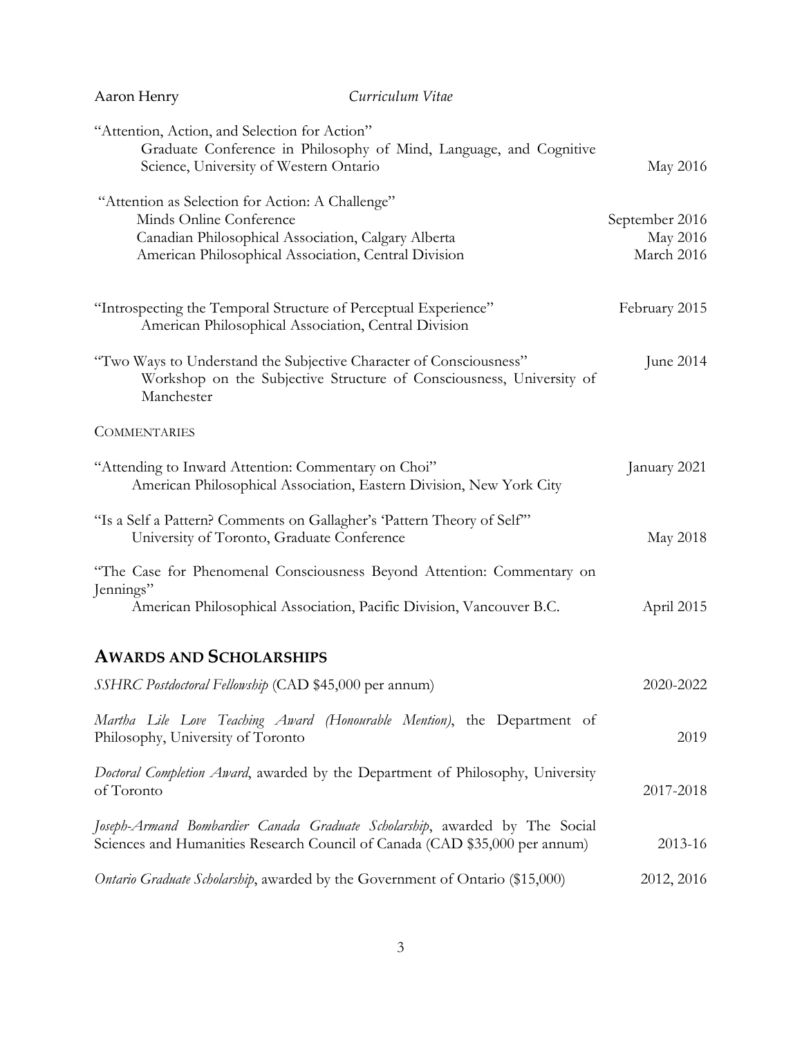"Attention, Action, and Selection for Action"
Graduate Conference in Philosophy of Mind, Language, and Cognitive Science, University of Western Ontario — May 2016

"Attention as Selection for Action: A Challenge"
Minds Online Conference — September 2016
Canadian Philosophical Association, Calgary Alberta — May 2016
American Philosophical Association, Central Division — March 2016

"Introspecting the Temporal Structure of Perceptual Experience" — February 2015
American Philosophical Association, Central Division

"Two Ways to Understand the Subjective Character of Consciousness" — June 2014
Workshop on the Subjective Structure of Consciousness, University of Manchester

COMMENTARIES

"Attending to Inward Attention: Commentary on Choi" — January 2021
American Philosophical Association, Eastern Division, New York City

"Is a Self a Pattern? Comments on Gallagher's 'Pattern Theory of Self'"
University of Toronto, Graduate Conference — May 2018

"The Case for Phenomenal Consciousness Beyond Attention: Commentary on Jennings"
American Philosophical Association, Pacific Division, Vancouver B.C. — April 2015

## AWARDS AND SCHOLARSHIPS

*SSHRC Postdoctoral Fellowship* (CAD $45,000 per annum) — 2020-2022

*Martha Lile Love Teaching Award (Honourable Mention)*, the Department of Philosophy, University of Toronto — 2019

*Doctoral Completion Award*, awarded by the Department of Philosophy, University of Toronto — 2017-2018

*Joseph-Armand Bombardier Canada Graduate Scholarship*, awarded by The Social Sciences and Humanities Research Council of Canada (CAD $35,000 per annum) — 2013-16

*Ontario Graduate Scholarship*, awarded by the Government of Ontario ($15,000) — 2012, 2016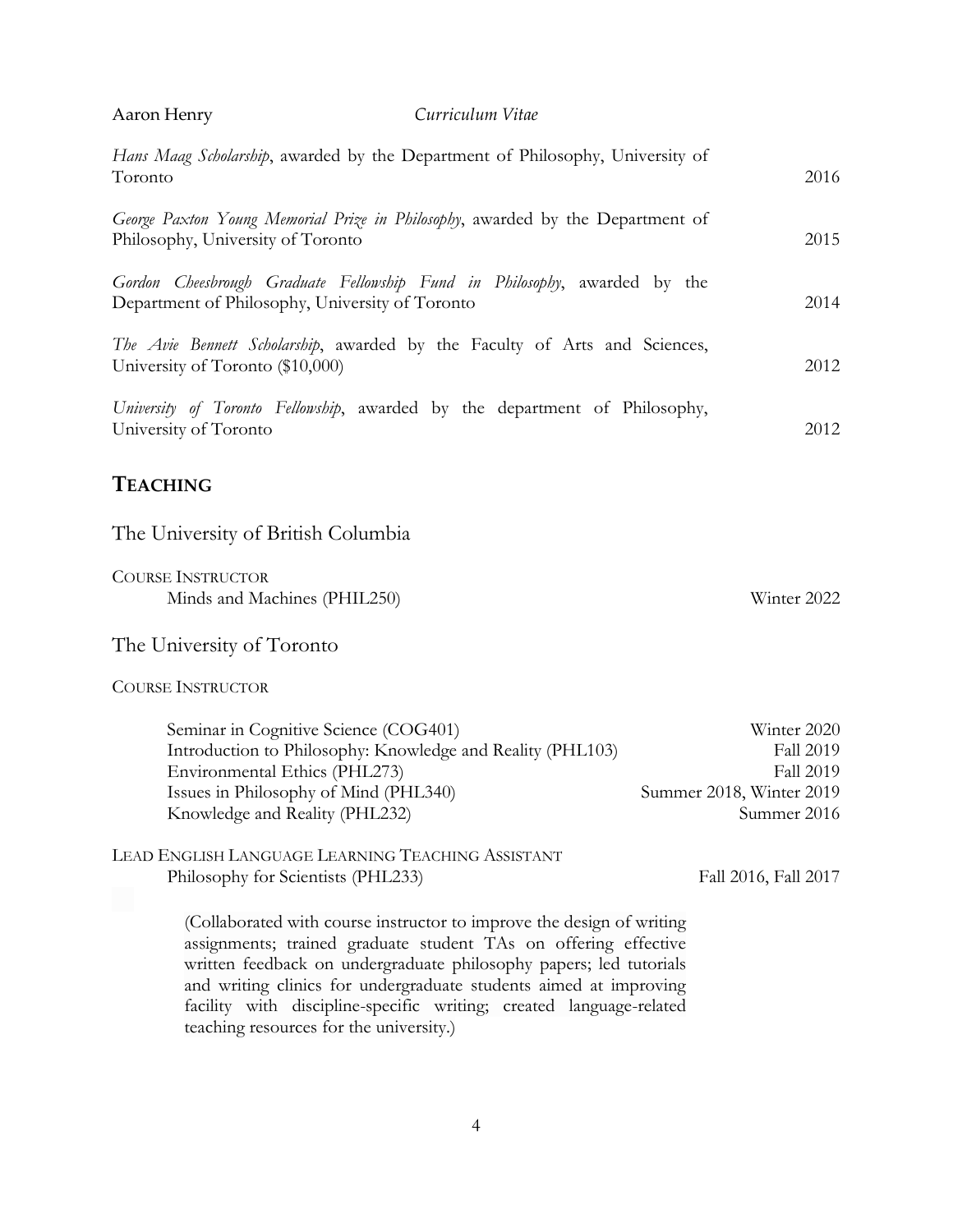*Hans Maag Scholarship*, awarded by the Department of Philosophy, University of Toronto — 2016

*George Paxton Young Memorial Prize in Philosophy*, awarded by the Department of Philosophy, University of Toronto — 2015

*Gordon Cheesbrough Graduate Fellowship Fund in Philosophy*, awarded by the Department of Philosophy, University of Toronto — 2014

*The Avie Bennett Scholarship*, awarded by the Faculty of Arts and Sciences, University of Toronto ($10,000) — 2012

*University of Toronto Fellowship*, awarded by the department of Philosophy, University of Toronto — 2012

## TEACHING

### The University of British Columbia

COURSE INSTRUCTOR

- Minds and Machines (PHIL250) — Winter 2022

### The University of Toronto

COURSE INSTRUCTOR

- Seminar in Cognitive Science (COG401) — Winter 2020
- Introduction to Philosophy: Knowledge and Reality (PHL103) — Fall 2019
- Environmental Ethics (PHL273) — Fall 2019
- Issues in Philosophy of Mind (PHL340) — Summer 2018, Winter 2019
- Knowledge and Reality (PHL232) — Summer 2016

LEAD ENGLISH LANGUAGE LEARNING TEACHING ASSISTANT

- Philosophy for Scientists (PHL233) — Fall 2016, Fall 2017

  (Collaborated with course instructor to improve the design of writing assignments; trained graduate student TAs on offering effective written feedback on undergraduate philosophy papers; led tutorials and writing clinics for undergraduate students aimed at improving facility with discipline-specific writing; created language-related teaching resources for the university.)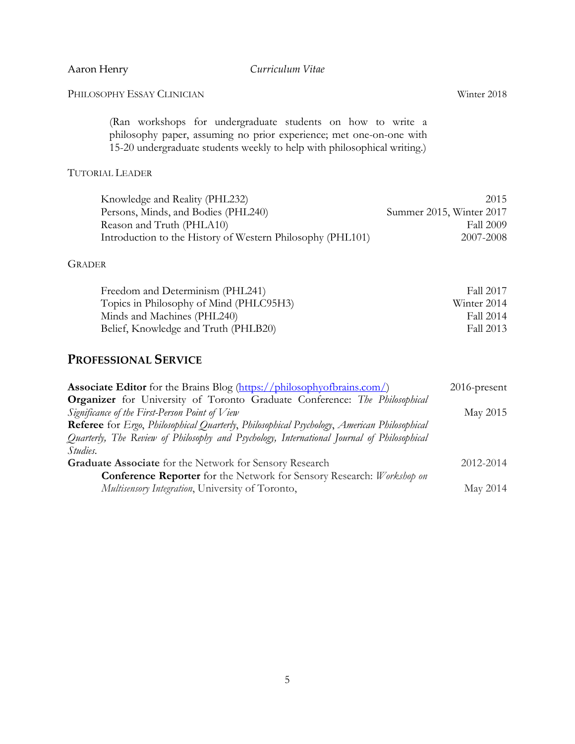PHILOSOPHY ESSAY CLINICIAN — Winter 2018

(Ran workshops for undergraduate students on how to write a philosophy paper, assuming no prior experience; met one-on-one with 15-20 undergraduate students weekly to help with philosophical writing.)

TUTORIAL LEADER

| | |
|---|---|
| Knowledge and Reality (PHL232) | 2015 |
| Persons, Minds, and Bodies (PHL240) | Summer 2015, Winter 2017 |
| Reason and Truth (PHLA10) | Fall 2009 |
| Introduction to the History of Western Philosophy (PHL101) | 2007-2008 |

GRADER

| | |
|---|---|
| Freedom and Determinism (PHL241) | Fall 2017 |
| Topics in Philosophy of Mind (PHLC95H3) | Winter 2014 |
| Minds and Machines (PHL240) | Fall 2014 |
| Belief, Knowledge and Truth (PHLB20) | Fall 2013 |

## PROFESSIONAL SERVICE

**Associate Editor** for the Brains Blog (https://philosophyofbrains.com/) — 2016-present

**Organizer** for University of Toronto Graduate Conference: *The Philosophical Significance of the First-Person Point of View* — May 2015

**Referee** for *Ergo*, *Philosophical Quarterly*, *Philosophical Psychology*, *American Philosophical Quarterly, The Review of Philosophy and Psychology, International Journal of Philosophical Studies.*

**Graduate Associate** for the Network for Sensory Research — 2012-2014

- **Conference Reporter** for the Network for Sensory Research: *Workshop on Multisensory Integration*, University of Toronto, — May 2014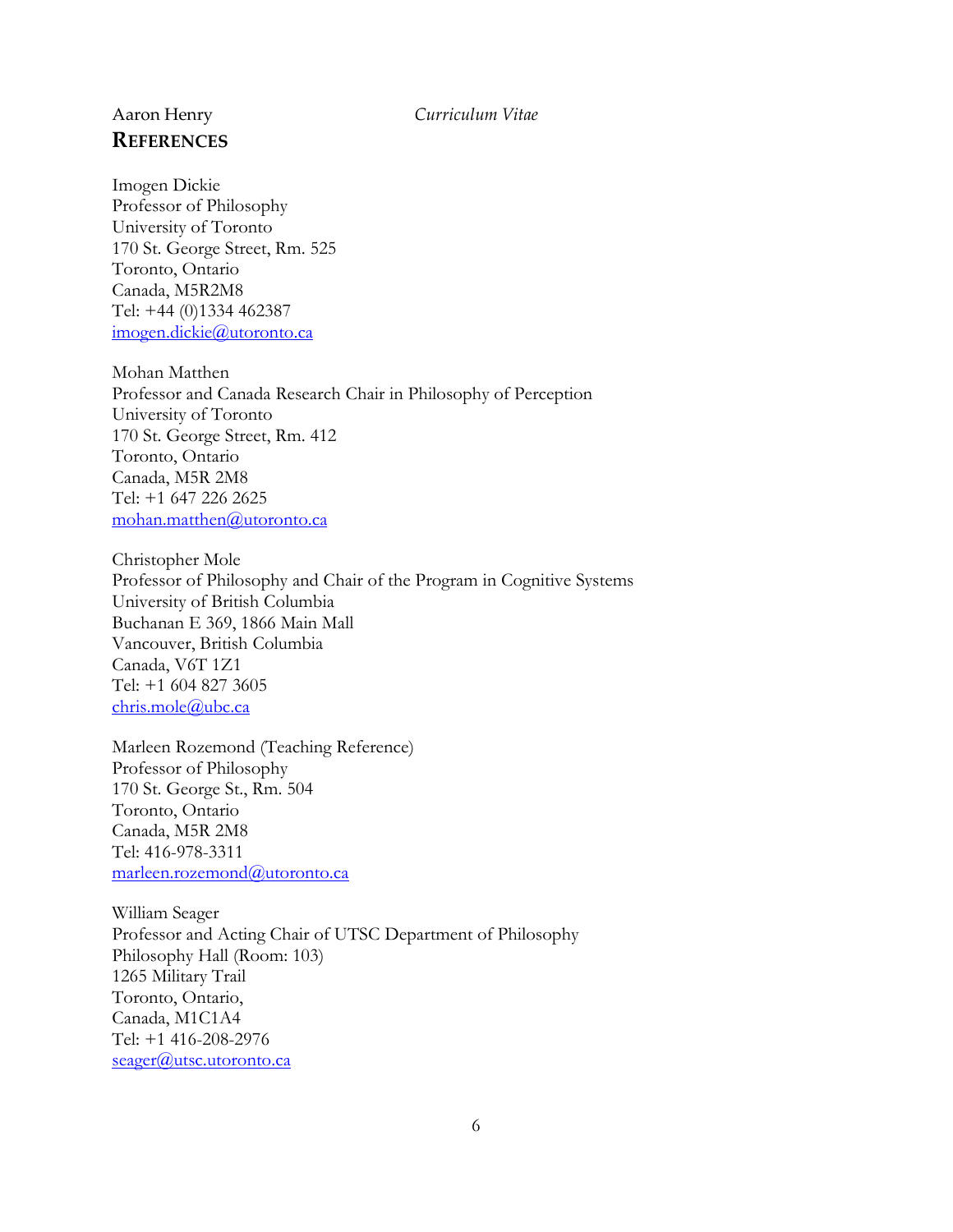## REFERENCES

Imogen Dickie
Professor of Philosophy
University of Toronto
170 St. George Street, Rm. 525
Toronto, Ontario
Canada, M5R2M8
Tel: +44 (0)1334 462387
imogen.dickie@utoronto.ca

Mohan Matthen
Professor and Canada Research Chair in Philosophy of Perception
University of Toronto
170 St. George Street, Rm. 412
Toronto, Ontario
Canada, M5R 2M8
Tel: +1 647 226 2625
mohan.matthen@utoronto.ca

Christopher Mole
Professor of Philosophy and Chair of the Program in Cognitive Systems
University of British Columbia
Buchanan E 369, 1866 Main Mall
Vancouver, British Columbia
Canada, V6T 1Z1
Tel: +1 604 827 3605
chris.mole@ubc.ca

Marleen Rozemond (Teaching Reference)
Professor of Philosophy
170 St. George St., Rm. 504
Toronto, Ontario
Canada, M5R 2M8
Tel: 416-978-3311
marleen.rozemond@utoronto.ca

William Seager
Professor and Acting Chair of UTSC Department of Philosophy
Philosophy Hall (Room: 103)
1265 Military Trail
Toronto, Ontario,
Canada, M1C1A4
Tel: +1 416-208-2976
seager@utsc.utoronto.ca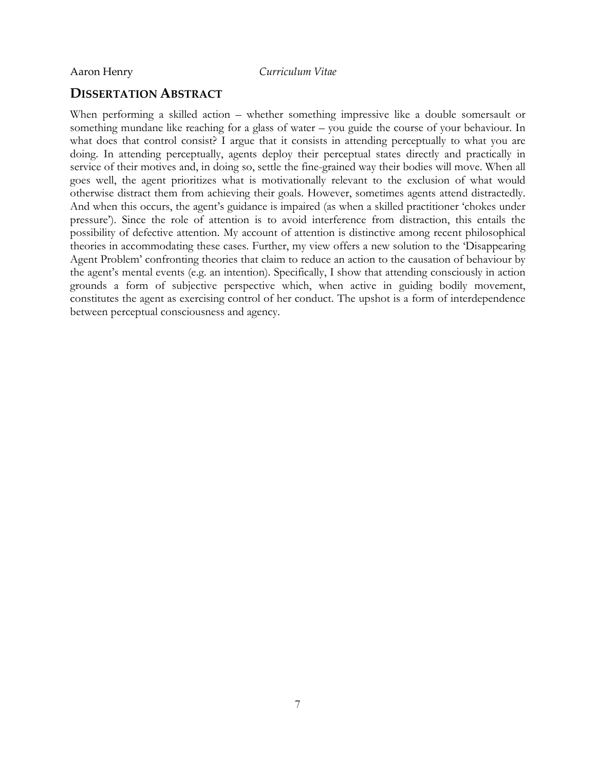## DISSERTATION ABSTRACT

When performing a skilled action – whether something impressive like a double somersault or something mundane like reaching for a glass of water – you guide the course of your behaviour. In what does that control consist? I argue that it consists in attending perceptually to what you are doing. In attending perceptually, agents deploy their perceptual states directly and practically in service of their motives and, in doing so, settle the fine-grained way their bodies will move. When all goes well, the agent prioritizes what is motivationally relevant to the exclusion of what would otherwise distract them from achieving their goals. However, sometimes agents attend distractedly. And when this occurs, the agent's guidance is impaired (as when a skilled practitioner 'chokes under pressure'). Since the role of attention is to avoid interference from distraction, this entails the possibility of defective attention. My account of attention is distinctive among recent philosophical theories in accommodating these cases. Further, my view offers a new solution to the 'Disappearing Agent Problem' confronting theories that claim to reduce an action to the causation of behaviour by the agent's mental events (e.g. an intention). Specifically, I show that attending consciously in action grounds a form of subjective perspective which, when active in guiding bodily movement, constitutes the agent as exercising control of her conduct. The upshot is a form of interdependence between perceptual consciousness and agency.